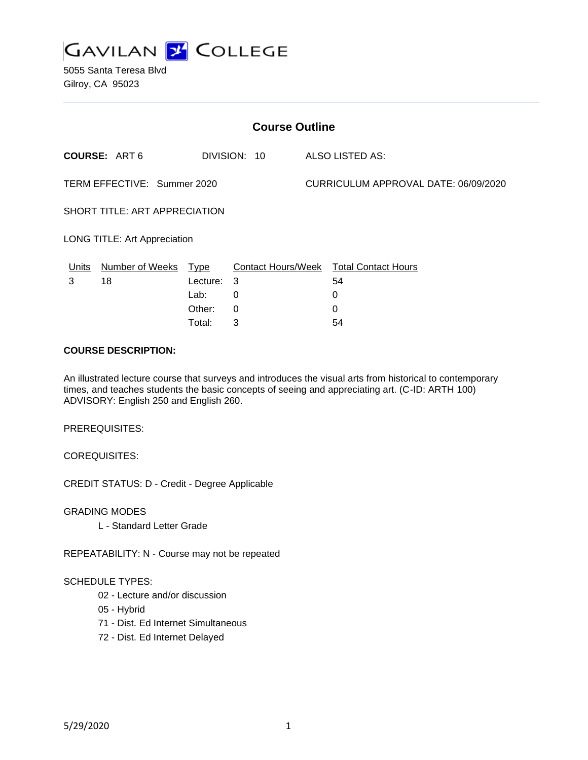GAVILAN COLLEGE

5055 Santa Teresa Blvd
Gilroy, CA 95023

## Course Outline

**COURSE:** ART 6 DIVISION: 10 ALSO LISTED AS:

TERM EFFECTIVE: Summer 2020 CURRICULUM APPROVAL DATE: 06/09/2020

SHORT TITLE: ART APPRECIATION

LONG TITLE: Art Appreciation

| Units | Number of Weeks | Type | Contact Hours/Week | Total Contact Hours |
|---|---|---|---|---|
| 3 | 18 | Lecture: | 3 | 54 |
| | | Lab: | 0 | 0 |
| | | Other: | 0 | 0 |
| | | Total: | 3 | 54 |

**COURSE DESCRIPTION:**

An illustrated lecture course that surveys and introduces the visual arts from historical to contemporary times, and teaches students the basic concepts of seeing and appreciating art. (C-ID: ARTH 100) ADVISORY: English 250 and English 260.

PREREQUISITES:

COREQUISITES:

CREDIT STATUS: D - Credit - Degree Applicable

GRADING MODES

L - Standard Letter Grade

REPEATABILITY: N - Course may not be repeated

SCHEDULE TYPES:

02 - Lecture and/or discussion
05 - Hybrid
71 - Dist. Ed Internet Simultaneous
72 - Dist. Ed Internet Delayed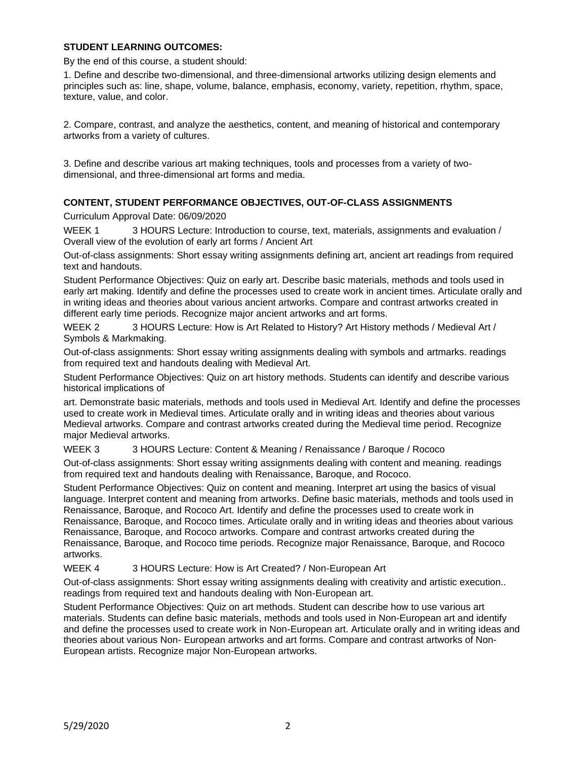**STUDENT LEARNING OUTCOMES:**

By the end of this course, a student should:

1. Define and describe two-dimensional, and three-dimensional artworks utilizing design elements and principles such as: line, shape, volume, balance, emphasis, economy, variety, repetition, rhythm, space, texture, value, and color.

2. Compare, contrast, and analyze the aesthetics, content, and meaning of historical and contemporary artworks from a variety of cultures.

3. Define and describe various art making techniques, tools and processes from a variety of two-dimensional, and three-dimensional art forms and media.

**CONTENT, STUDENT PERFORMANCE OBJECTIVES, OUT-OF-CLASS ASSIGNMENTS**

Curriculum Approval Date: 06/09/2020

WEEK 1 3 HOURS Lecture: Introduction to course, text, materials, assignments and evaluation / Overall view of the evolution of early art forms / Ancient Art

Out-of-class assignments: Short essay writing assignments defining art, ancient art readings from required text and handouts.

Student Performance Objectives: Quiz on early art. Describe basic materials, methods and tools used in early art making. Identify and define the processes used to create work in ancient times. Articulate orally and in writing ideas and theories about various ancient artworks. Compare and contrast artworks created in different early time periods. Recognize major ancient artworks and art forms.

WEEK 2 3 HOURS Lecture: How is Art Related to History? Art History methods / Medieval Art / Symbols & Markmaking.

Out-of-class assignments: Short essay writing assignments dealing with symbols and artmarks. readings from required text and handouts dealing with Medieval Art.

Student Performance Objectives: Quiz on art history methods. Students can identify and describe various historical implications of

art. Demonstrate basic materials, methods and tools used in Medieval Art. Identify and define the processes used to create work in Medieval times. Articulate orally and in writing ideas and theories about various Medieval artworks. Compare and contrast artworks created during the Medieval time period. Recognize major Medieval artworks.

WEEK 3 3 HOURS Lecture: Content & Meaning / Renaissance / Baroque / Rococo

Out-of-class assignments: Short essay writing assignments dealing with content and meaning. readings from required text and handouts dealing with Renaissance, Baroque, and Rococo.

Student Performance Objectives: Quiz on content and meaning. Interpret art using the basics of visual language. Interpret content and meaning from artworks. Define basic materials, methods and tools used in Renaissance, Baroque, and Rococo Art. Identify and define the processes used to create work in Renaissance, Baroque, and Rococo times. Articulate orally and in writing ideas and theories about various Renaissance, Baroque, and Rococo artworks. Compare and contrast artworks created during the Renaissance, Baroque, and Rococo time periods. Recognize major Renaissance, Baroque, and Rococo artworks.

WEEK 4 3 HOURS Lecture: How is Art Created? / Non-European Art

Out-of-class assignments: Short essay writing assignments dealing with creativity and artistic execution.. readings from required text and handouts dealing with Non-European art.

Student Performance Objectives: Quiz on art methods. Student can describe how to use various art materials. Students can define basic materials, methods and tools used in Non-European art and identify and define the processes used to create work in Non-European art. Articulate orally and in writing ideas and theories about various Non- European artworks and art forms. Compare and contrast artworks of Non-European artists. Recognize major Non-European artworks.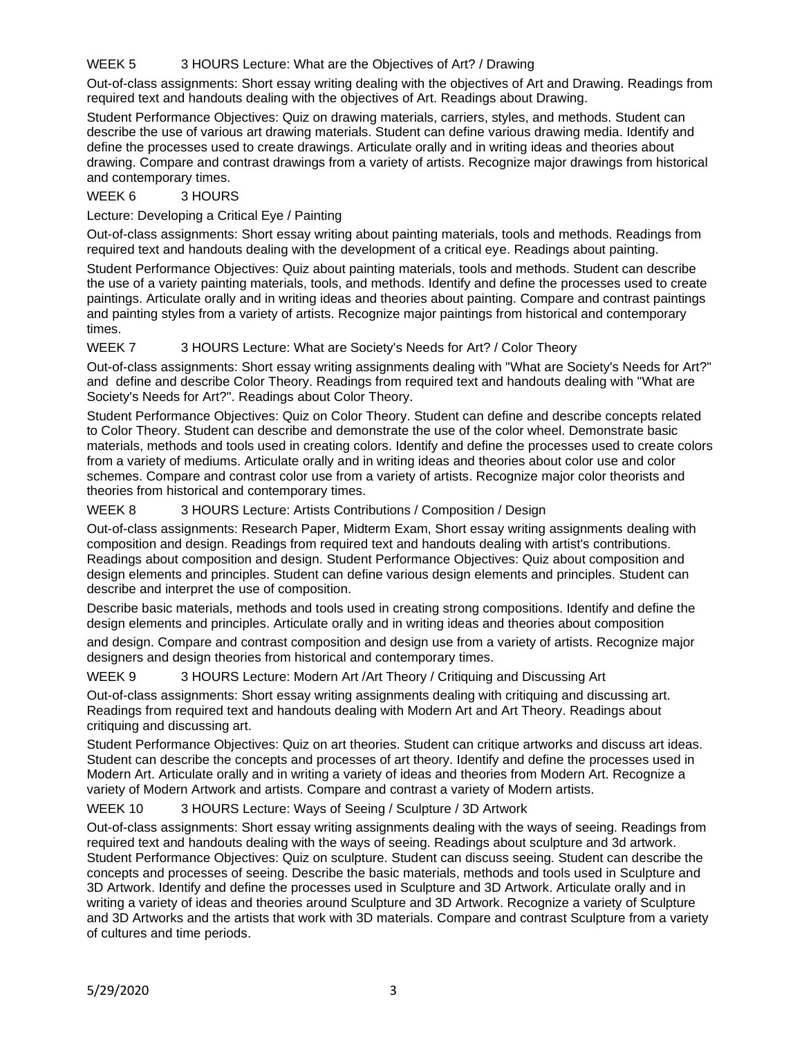WEEK 5 3 HOURS Lecture: What are the Objectives of Art? / Drawing

Out-of-class assignments: Short essay writing dealing with the objectives of Art and Drawing. Readings from required text and handouts dealing with the objectives of Art. Readings about Drawing.

Student Performance Objectives: Quiz on drawing materials, carriers, styles, and methods. Student can describe the use of various art drawing materials. Student can define various drawing media. Identify and define the processes used to create drawings. Articulate orally and in writing ideas and theories about drawing. Compare and contrast drawings from a variety of artists. Recognize major drawings from historical and contemporary times.

WEEK 6 3 HOURS

Lecture: Developing a Critical Eye / Painting

Out-of-class assignments: Short essay writing about painting materials, tools and methods. Readings from required text and handouts dealing with the development of a critical eye. Readings about painting.

Student Performance Objectives: Quiz about painting materials, tools and methods. Student can describe the use of a variety painting materials, tools, and methods. Identify and define the processes used to create paintings. Articulate orally and in writing ideas and theories about painting. Compare and contrast paintings and painting styles from a variety of artists. Recognize major paintings from historical and contemporary times.

WEEK 7 3 HOURS Lecture: What are Society's Needs for Art? / Color Theory

Out-of-class assignments: Short essay writing assignments dealing with "What are Society's Needs for Art?" and define and describe Color Theory. Readings from required text and handouts dealing with "What are Society's Needs for Art?". Readings about Color Theory.

Student Performance Objectives: Quiz on Color Theory. Student can define and describe concepts related to Color Theory. Student can describe and demonstrate the use of the color wheel. Demonstrate basic materials, methods and tools used in creating colors. Identify and define the processes used to create colors from a variety of mediums. Articulate orally and in writing ideas and theories about color use and color schemes. Compare and contrast color use from a variety of artists. Recognize major color theorists and theories from historical and contemporary times.

WEEK 8 3 HOURS Lecture: Artists Contributions / Composition / Design

Out-of-class assignments: Research Paper, Midterm Exam, Short essay writing assignments dealing with composition and design. Readings from required text and handouts dealing with artist's contributions. Readings about composition and design. Student Performance Objectives: Quiz about composition and design elements and principles. Student can define various design elements and principles. Student can describe and interpret the use of composition.

Describe basic materials, methods and tools used in creating strong compositions. Identify and define the design elements and principles. Articulate orally and in writing ideas and theories about composition and design. Compare and contrast composition and design use from a variety of artists. Recognize major designers and design theories from historical and contemporary times.

WEEK 9 3 HOURS Lecture: Modern Art /Art Theory / Critiquing and Discussing Art

Out-of-class assignments: Short essay writing assignments dealing with critiquing and discussing art. Readings from required text and handouts dealing with Modern Art and Art Theory. Readings about critiquing and discussing art.

Student Performance Objectives: Quiz on art theories. Student can critique artworks and discuss art ideas. Student can describe the concepts and processes of art theory. Identify and define the processes used in Modern Art. Articulate orally and in writing a variety of ideas and theories from Modern Art. Recognize a variety of Modern Artwork and artists. Compare and contrast a variety of Modern artists.

WEEK 10 3 HOURS Lecture: Ways of Seeing / Sculpture / 3D Artwork

Out-of-class assignments: Short essay writing assignments dealing with the ways of seeing. Readings from required text and handouts dealing with the ways of seeing. Readings about sculpture and 3d artwork. Student Performance Objectives: Quiz on sculpture. Student can discuss seeing. Student can describe the concepts and processes of seeing. Describe the basic materials, methods and tools used in Sculpture and 3D Artwork. Identify and define the processes used in Sculpture and 3D Artwork. Articulate orally and in writing a variety of ideas and theories around Sculpture and 3D Artwork. Recognize a variety of Sculpture and 3D Artworks and the artists that work with 3D materials. Compare and contrast Sculpture from a variety of cultures and time periods.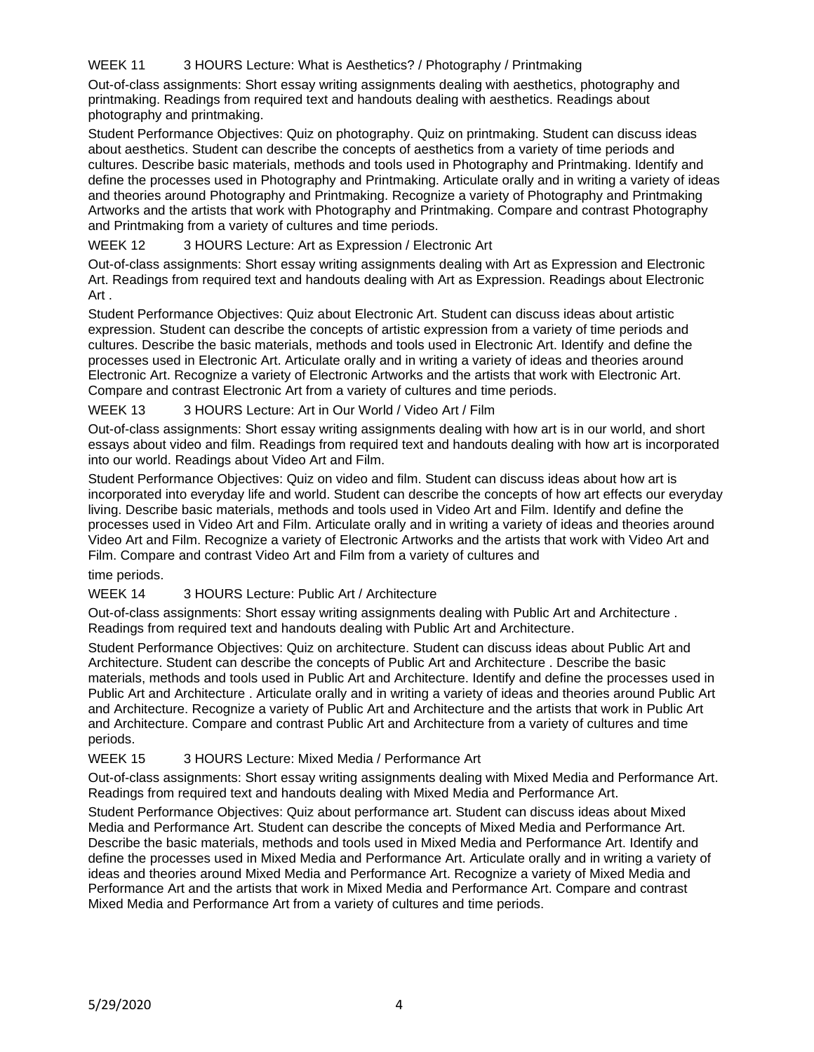WEEK 11 3 HOURS Lecture: What is Aesthetics? / Photography / Printmaking

Out-of-class assignments: Short essay writing assignments dealing with aesthetics, photography and printmaking. Readings from required text and handouts dealing with aesthetics. Readings about photography and printmaking.

Student Performance Objectives: Quiz on photography. Quiz on printmaking. Student can discuss ideas about aesthetics. Student can describe the concepts of aesthetics from a variety of time periods and cultures. Describe basic materials, methods and tools used in Photography and Printmaking. Identify and define the processes used in Photography and Printmaking. Articulate orally and in writing a variety of ideas and theories around Photography and Printmaking. Recognize a variety of Photography and Printmaking Artworks and the artists that work with Photography and Printmaking. Compare and contrast Photography and Printmaking from a variety of cultures and time periods.

WEEK 12 3 HOURS Lecture: Art as Expression / Electronic Art

Out-of-class assignments: Short essay writing assignments dealing with Art as Expression and Electronic Art. Readings from required text and handouts dealing with Art as Expression. Readings about Electronic Art .

Student Performance Objectives: Quiz about Electronic Art. Student can discuss ideas about artistic expression. Student can describe the concepts of artistic expression from a variety of time periods and cultures. Describe the basic materials, methods and tools used in Electronic Art. Identify and define the processes used in Electronic Art. Articulate orally and in writing a variety of ideas and theories around Electronic Art. Recognize a variety of Electronic Artworks and the artists that work with Electronic Art. Compare and contrast Electronic Art from a variety of cultures and time periods.

WEEK 13 3 HOURS Lecture: Art in Our World / Video Art / Film

Out-of-class assignments: Short essay writing assignments dealing with how art is in our world, and short essays about video and film. Readings from required text and handouts dealing with how art is incorporated into our world. Readings about Video Art and Film.

Student Performance Objectives: Quiz on video and film. Student can discuss ideas about how art is incorporated into everyday life and world. Student can describe the concepts of how art effects our everyday living. Describe basic materials, methods and tools used in Video Art and Film. Identify and define the processes used in Video Art and Film. Articulate orally and in writing a variety of ideas and theories around Video Art and Film. Recognize a variety of Electronic Artworks and the artists that work with Video Art and Film. Compare and contrast Video Art and Film from a variety of cultures and time periods.

WEEK 14 3 HOURS Lecture: Public Art / Architecture

Out-of-class assignments: Short essay writing assignments dealing with Public Art and Architecture . Readings from required text and handouts dealing with Public Art and Architecture.

Student Performance Objectives: Quiz on architecture. Student can discuss ideas about Public Art and Architecture. Student can describe the concepts of Public Art and Architecture . Describe the basic materials, methods and tools used in Public Art and Architecture. Identify and define the processes used in Public Art and Architecture . Articulate orally and in writing a variety of ideas and theories around Public Art and Architecture. Recognize a variety of Public Art and Architecture and the artists that work in Public Art and Architecture. Compare and contrast Public Art and Architecture from a variety of cultures and time periods.

WEEK 15 3 HOURS Lecture: Mixed Media / Performance Art

Out-of-class assignments: Short essay writing assignments dealing with Mixed Media and Performance Art. Readings from required text and handouts dealing with Mixed Media and Performance Art.

Student Performance Objectives: Quiz about performance art. Student can discuss ideas about Mixed Media and Performance Art. Student can describe the concepts of Mixed Media and Performance Art. Describe the basic materials, methods and tools used in Mixed Media and Performance Art. Identify and define the processes used in Mixed Media and Performance Art. Articulate orally and in writing a variety of ideas and theories around Mixed Media and Performance Art. Recognize a variety of Mixed Media and Performance Art and the artists that work in Mixed Media and Performance Art. Compare and contrast Mixed Media and Performance Art from a variety of cultures and time periods.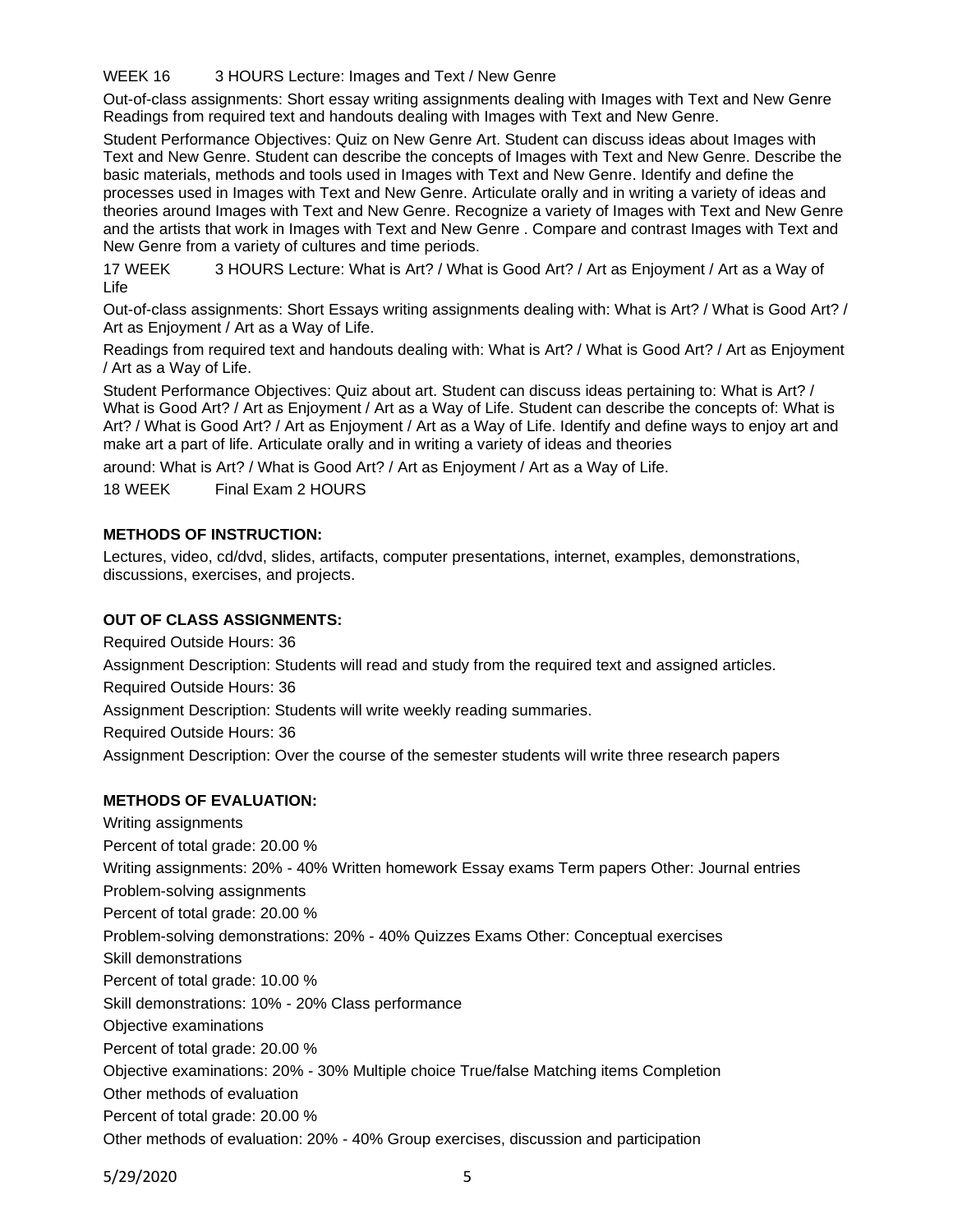WEEK 16 3 HOURS Lecture: Images and Text / New Genre

Out-of-class assignments: Short essay writing assignments dealing with Images with Text and New Genre Readings from required text and handouts dealing with Images with Text and New Genre.

Student Performance Objectives: Quiz on New Genre Art. Student can discuss ideas about Images with Text and New Genre. Student can describe the concepts of Images with Text and New Genre. Describe the basic materials, methods and tools used in Images with Text and New Genre. Identify and define the processes used in Images with Text and New Genre. Articulate orally and in writing a variety of ideas and theories around Images with Text and New Genre. Recognize a variety of Images with Text and New Genre and the artists that work in Images with Text and New Genre . Compare and contrast Images with Text and New Genre from a variety of cultures and time periods.

17 WEEK 3 HOURS Lecture: What is Art? / What is Good Art? / Art as Enjoyment / Art as a Way of Life

Out-of-class assignments: Short Essays writing assignments dealing with: What is Art? / What is Good Art? / Art as Enjoyment / Art as a Way of Life.

Readings from required text and handouts dealing with: What is Art? / What is Good Art? / Art as Enjoyment / Art as a Way of Life.

Student Performance Objectives: Quiz about art. Student can discuss ideas pertaining to: What is Art? / What is Good Art? / Art as Enjoyment / Art as a Way of Life. Student can describe the concepts of: What is Art? / What is Good Art? / Art as Enjoyment / Art as a Way of Life. Identify and define ways to enjoy art and make art a part of life. Articulate orally and in writing a variety of ideas and theories

around: What is Art? / What is Good Art? / Art as Enjoyment / Art as a Way of Life.

18 WEEK Final Exam 2 HOURS

**METHODS OF INSTRUCTION:**

Lectures, video, cd/dvd, slides, artifacts, computer presentations, internet, examples, demonstrations, discussions, exercises, and projects.

**OUT OF CLASS ASSIGNMENTS:**

Required Outside Hours: 36

Assignment Description: Students will read and study from the required text and assigned articles.

Required Outside Hours: 36

Assignment Description: Students will write weekly reading summaries.

Required Outside Hours: 36

Assignment Description: Over the course of the semester students will write three research papers

**METHODS OF EVALUATION:**

Writing assignments

Percent of total grade: 20.00 %

Writing assignments: 20% - 40% Written homework Essay exams Term papers Other: Journal entries

Problem-solving assignments

Percent of total grade: 20.00 %

Problem-solving demonstrations: 20% - 40% Quizzes Exams Other: Conceptual exercises

Skill demonstrations

Percent of total grade: 10.00 %

Skill demonstrations: 10% - 20% Class performance

Objective examinations

Percent of total grade: 20.00 %

Objective examinations: 20% - 30% Multiple choice True/false Matching items Completion

Other methods of evaluation

Percent of total grade: 20.00 %

Other methods of evaluation: 20% - 40% Group exercises, discussion and participation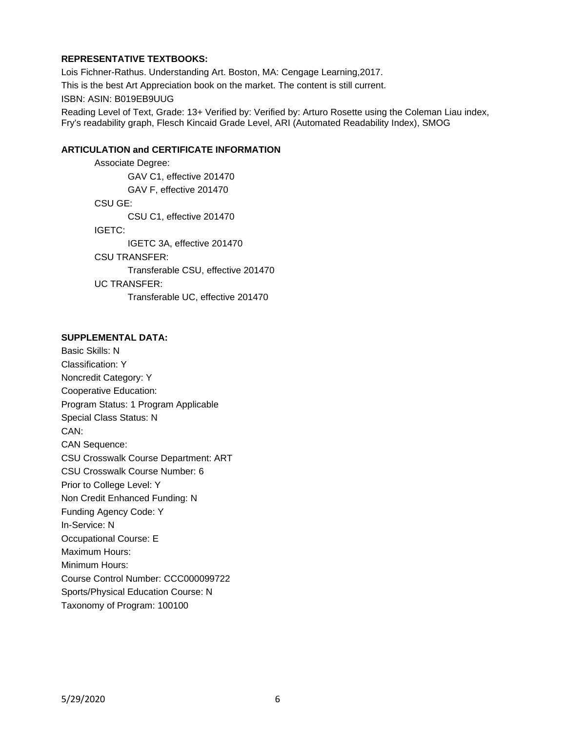**REPRESENTATIVE TEXTBOOKS:**

Lois Fichner-Rathus. Understanding Art. Boston, MA: Cengage Learning,2017.

This is the best Art Appreciation book on the market. The content is still current.

ISBN: ASIN: B019EB9UUG

Reading Level of Text, Grade: 13+ Verified by: Verified by: Arturo Rosette using the Coleman Liau index, Fry's readability graph, Flesch Kincaid Grade Level, ARI (Automated Readability Index), SMOG

**ARTICULATION and CERTIFICATE INFORMATION**

Associate Degree:
- GAV C1, effective 201470
- GAV F, effective 201470

CSU GE:
- CSU C1, effective 201470

IGETC:
- IGETC 3A, effective 201470

CSU TRANSFER:
- Transferable CSU, effective 201470

UC TRANSFER:
- Transferable UC, effective 201470

**SUPPLEMENTAL DATA:**

Basic Skills: N
Classification: Y
Noncredit Category: Y
Cooperative Education:
Program Status: 1 Program Applicable
Special Class Status: N
CAN:
CAN Sequence:
CSU Crosswalk Course Department: ART
CSU Crosswalk Course Number: 6
Prior to College Level: Y
Non Credit Enhanced Funding: N
Funding Agency Code: Y
In-Service: N
Occupational Course: E
Maximum Hours:
Minimum Hours:
Course Control Number: CCC000099722
Sports/Physical Education Course: N
Taxonomy of Program: 100100